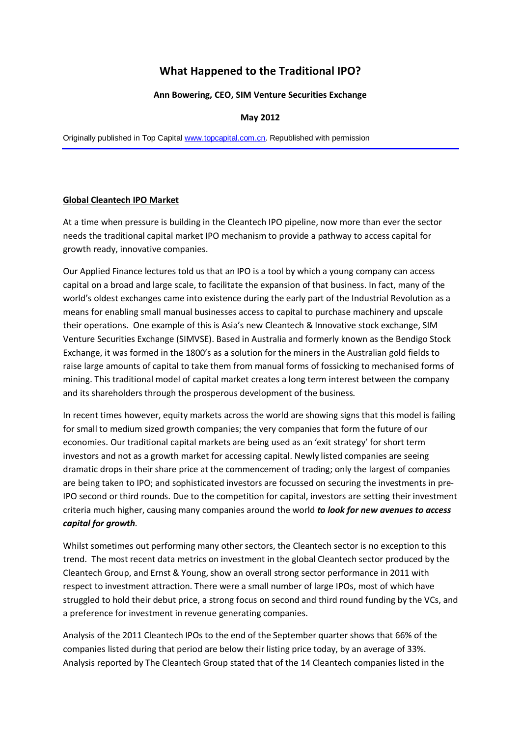# What Happened to the Traditional IPO?

**Ann Bowering, CEO, SIM Venture Securities Exchange**

**May 2012**

Originally published in Top Capital www.topcapital.com.cn. Republished with permission

## Global Cleantech IPO Market

At a time when pressure is building in the Cleantech IPO pipeline, now more than ever the sector needs the traditional capital market IPO mechanism to provide a pathway to access capital for growth ready, innovative companies.

Our Applied Finance lectures told us that an IPO is a tool by which a young company can access capital on a broad and large scale, to facilitate the expansion of that business. In fact, many of the world's oldest exchanges came into existence during the early part of the Industrial Revolution as a means for enabling small manual businesses access to capital to purchase machinery and upscale their operations. One example of this is Asia's new Cleantech & Innovative stock exchange, SIM Venture Securities Exchange (SIMVSE). Based in Australia and formerly known as the Bendigo Stock Exchange, it was formed in the 1800's as a solution for the miners in the Australian gold fields to raise large amounts of capital to take them from manual forms of fossicking to mechanised forms of mining. This traditional model of capital market creates a long term interest between the company and its shareholders through the prosperous development of the business.

In recent times however, equity markets across the world are showing signs that this model is failing for small to medium sized growth companies; the very companies that form the future of our economies. Our traditional capital markets are being used as an 'exit strategy' for short term investors and not as a growth market for accessing capital. Newly listed companies are seeing dramatic drops in their share price at the commencement of trading; only the largest of companies are being taken to IPO; and sophisticated investors are focussed on securing the investments in pre-IPO second or third rounds. Due to the competition for capital, investors are setting their investment criteria much higher, causing many companies around the world ***to look for new avenues to access capital for growth***.

Whilst sometimes out performing many other sectors, the Cleantech sector is no exception to this trend. The most recent data metrics on investment in the global Cleantech sector produced by the Cleantech Group, and Ernst & Young, show an overall strong sector performance in 2011 with respect to investment attraction. There were a small number of large IPOs, most of which have struggled to hold their debut price, a strong focus on second and third round funding by the VCs, and a preference for investment in revenue generating companies.

Analysis of the 2011 Cleantech IPOs to the end of the September quarter shows that 66% of the companies listed during that period are below their listing price today, by an average of 33%. Analysis reported by The Cleantech Group stated that of the 14 Cleantech companies listed in the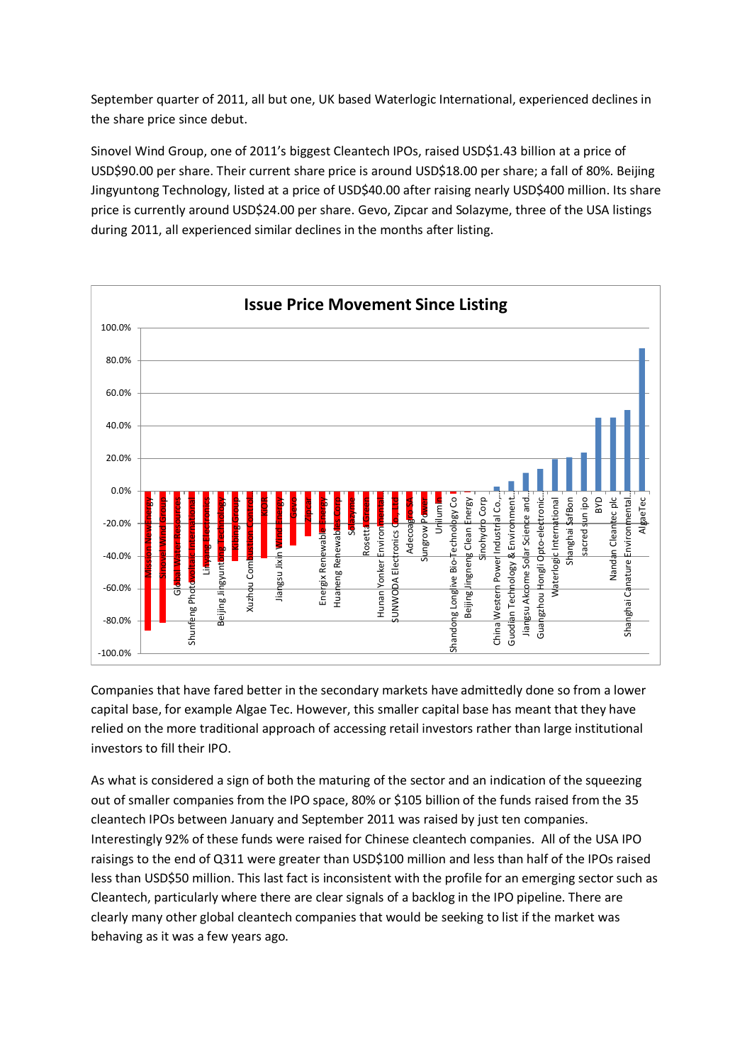September quarter of 2011, all but one, UK based Waterlogic International, experienced declines in the share price since debut.

Sinovel Wind Group, one of 2011's biggest Cleantech IPOs, raised USD$1.43 billion at a price of USD$90.00 per share. Their current share price is around USD$18.00 per share; a fall of 80%. Beijing Jingyuntong Technology, listed at a price of USD$40.00 after raising nearly USD$400 million. Its share price is currently around USD$24.00 per share. Gevo, Zipcar and Solazyme, three of the USA listings during 2011, all experienced similar declines in the months after listing.

**Issue Price Movement Since Listing**

Companies shown (in chart order): Mission NewEnergy, Sinovel Wind Group, Global Water Resources, Shunfeng Photovoltaic International, Lihyang Electronics, Beijing Jingyuntong Technology, Kibing Group, Xuzhou Combustion Control, KiOR, Jiangsu Jixin Wind Energy, Gevo, Zipcar, Energix Renewable Energy, Huaneng Renewables Corp, Solazyme, Rosetta Green, Hunan Yonker Environmental, SUNWODA Electronics Co., Ltd, Adecoagro SA, Sungrow Power, Unilumin, Shandong Longlive Bio-Technology Co, Beijing Jingneng Clean Energy, Sinohydro Corp, China Western Power Industrial Co.,..., Guodian Technology & Environment..., Jiangsu Akcome Solar Science and..., Guangzhou Hongli Opto-electronic..., Waterlogic International, Shanghai SafBon, sacred sun ipo, BYD, Nandan Cleantec plc, Shanghai Canature Environmental..., AlgaeTec

Companies that have fared better in the secondary markets have admittedly done so from a lower capital base, for example Algae Tec. However, this smaller capital base has meant that they have relied on the more traditional approach of accessing retail investors rather than large institutional investors to fill their IPO.

As what is considered a sign of both the maturing of the sector and an indication of the squeezing out of smaller companies from the IPO space, 80% or $105 billion of the funds raised from the 35 cleantech IPOs between January and September 2011 was raised by just ten companies. Interestingly 92% of these funds were raised for Chinese cleantech companies. All of the USA IPO raisings to the end of Q311 were greater than USD$100 million and less than half of the IPOs raised less than USD$50 million. This last fact is inconsistent with the profile for an emerging sector such as Cleantech, particularly where there are clear signals of a backlog in the IPO pipeline. There are clearly many other global cleantech companies that would be seeking to list if the market was behaving as it was a few years ago.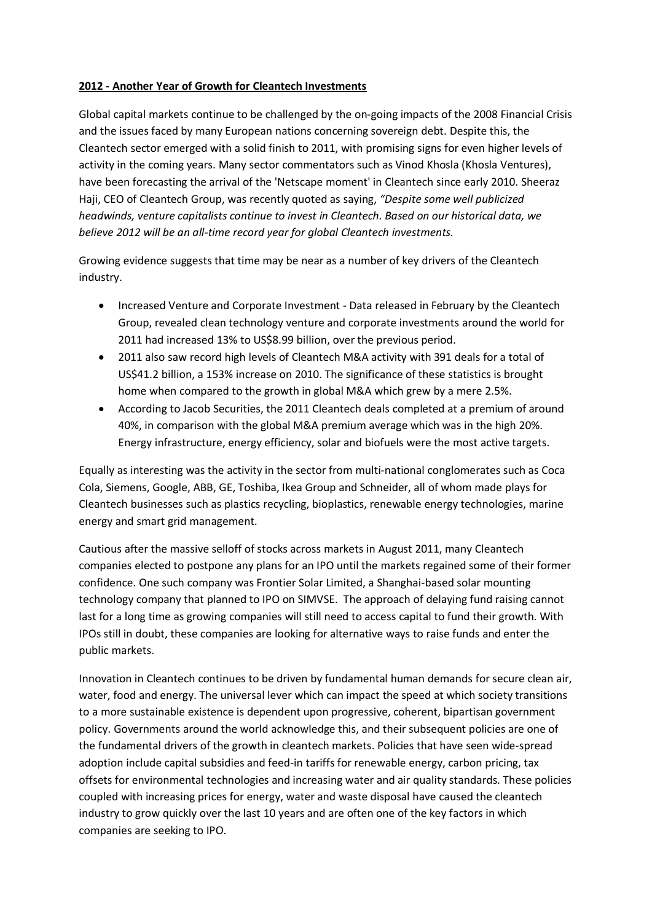**2012 - Another Year of Growth for Cleantech Investments**

Global capital markets continue to be challenged by the on-going impacts of the 2008 Financial Crisis and the issues faced by many European nations concerning sovereign debt. Despite this, the Cleantech sector emerged with a solid finish to 2011, with promising signs for even higher levels of activity in the coming years. Many sector commentators such as Vinod Khosla (Khosla Ventures), have been forecasting the arrival of the 'Netscape moment' in Cleantech since early 2010. Sheeraz Haji, CEO of Cleantech Group, was recently quoted as saying, *"Despite some well publicized headwinds, venture capitalists continue to invest in Cleantech. Based on our historical data, we believe 2012 will be an all-time record year for global Cleantech investments.*

Growing evidence suggests that time may be near as a number of key drivers of the Cleantech industry.

- Increased Venture and Corporate Investment - Data released in February by the Cleantech Group, revealed clean technology venture and corporate investments around the world for 2011 had increased 13% to US$8.99 billion, over the previous period.
- 2011 also saw record high levels of Cleantech M&A activity with 391 deals for a total of US$41.2 billion, a 153% increase on 2010. The significance of these statistics is brought home when compared to the growth in global M&A which grew by a mere 2.5%.
- According to Jacob Securities, the 2011 Cleantech deals completed at a premium of around 40%, in comparison with the global M&A premium average which was in the high 20%. Energy infrastructure, energy efficiency, solar and biofuels were the most active targets.

Equally as interesting was the activity in the sector from multi-national conglomerates such as Coca Cola, Siemens, Google, ABB, GE, Toshiba, Ikea Group and Schneider, all of whom made plays for Cleantech businesses such as plastics recycling, bioplastics, renewable energy technologies, marine energy and smart grid management.

Cautious after the massive selloff of stocks across markets in August 2011, many Cleantech companies elected to postpone any plans for an IPO until the markets regained some of their former confidence. One such company was Frontier Solar Limited, a Shanghai-based solar mounting technology company that planned to IPO on SIMVSE. The approach of delaying fund raising cannot last for a long time as growing companies will still need to access capital to fund their growth. With IPOs still in doubt, these companies are looking for alternative ways to raise funds and enter the public markets.

Innovation in Cleantech continues to be driven by fundamental human demands for secure clean air, water, food and energy. The universal lever which can impact the speed at which society transitions to a more sustainable existence is dependent upon progressive, coherent, bipartisan government policy. Governments around the world acknowledge this, and their subsequent policies are one of the fundamental drivers of the growth in cleantech markets. Policies that have seen wide-spread adoption include capital subsidies and feed-in tariffs for renewable energy, carbon pricing, tax offsets for environmental technologies and increasing water and air quality standards. These policies coupled with increasing prices for energy, water and waste disposal have caused the cleantech industry to grow quickly over the last 10 years and are often one of the key factors in which companies are seeking to IPO.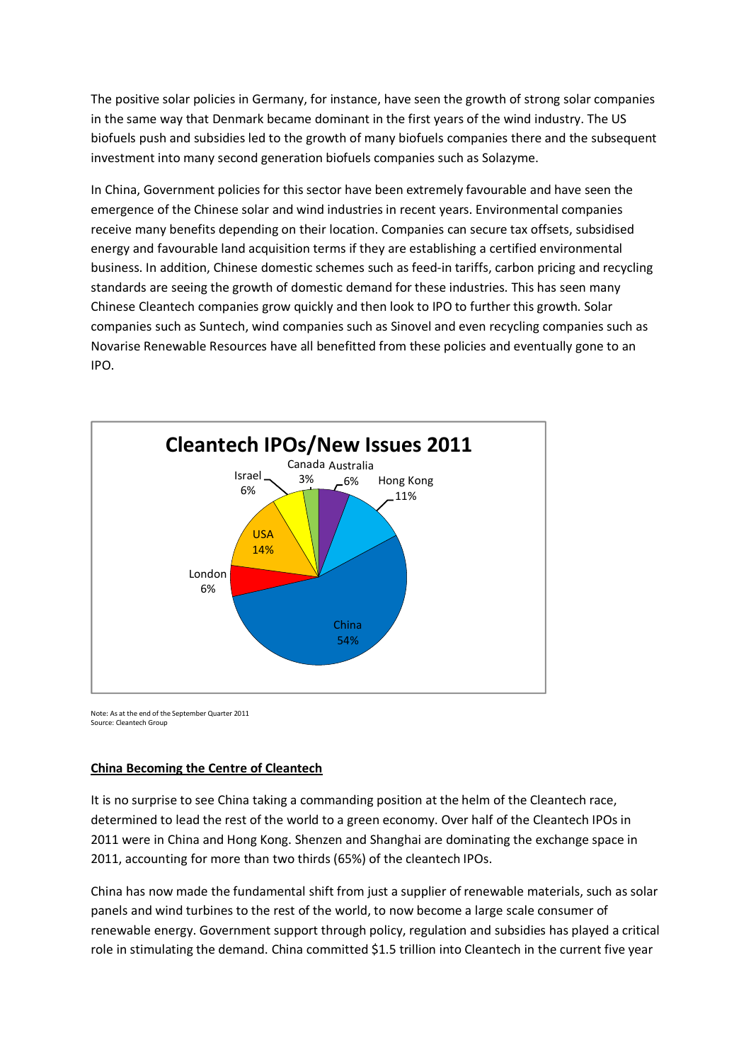The positive solar policies in Germany, for instance, have seen the growth of strong solar companies in the same way that Denmark became dominant in the first years of the wind industry. The US biofuels push and subsidies led to the growth of many biofuels companies there and the subsequent investment into many second generation biofuels companies such as Solazyme.

In China, Government policies for this sector have been extremely favourable and have seen the emergence of the Chinese solar and wind industries in recent years. Environmental companies receive many benefits depending on their location. Companies can secure tax offsets, subsidised energy and favourable land acquisition terms if they are establishing a certified environmental business. In addition, Chinese domestic schemes such as feed-in tariffs, carbon pricing and recycling standards are seeing the growth of domestic demand for these industries. This has seen many Chinese Cleantech companies grow quickly and then look to IPO to further this growth. Solar companies such as Suntech, wind companies such as Sinovel and even recycling companies such as Novarise Renewable Resources have all benefitted from these policies and eventually gone to an IPO.

**Cleantech IPOs/New Issues 2011**

| Market | Share |
|---|---|
| China | 54% |
| USA | 14% |
| Hong Kong | 11% |
| London | 6% |
| Israel | 6% |
| Australia | 6% |
| Canada | 3% |

Note: As at the end of the September Quarter 2011
Source: Cleantech Group

## China Becoming the Centre of Cleantech

It is no surprise to see China taking a commanding position at the helm of the Cleantech race, determined to lead the rest of the world to a green economy. Over half of the Cleantech IPOs in 2011 were in China and Hong Kong. Shenzen and Shanghai are dominating the exchange space in 2011, accounting for more than two thirds (65%) of the cleantech IPOs.

China has now made the fundamental shift from just a supplier of renewable materials, such as solar panels and wind turbines to the rest of the world, to now become a large scale consumer of renewable energy. Government support through policy, regulation and subsidies has played a critical role in stimulating the demand. China committed $1.5 trillion into Cleantech in the current five year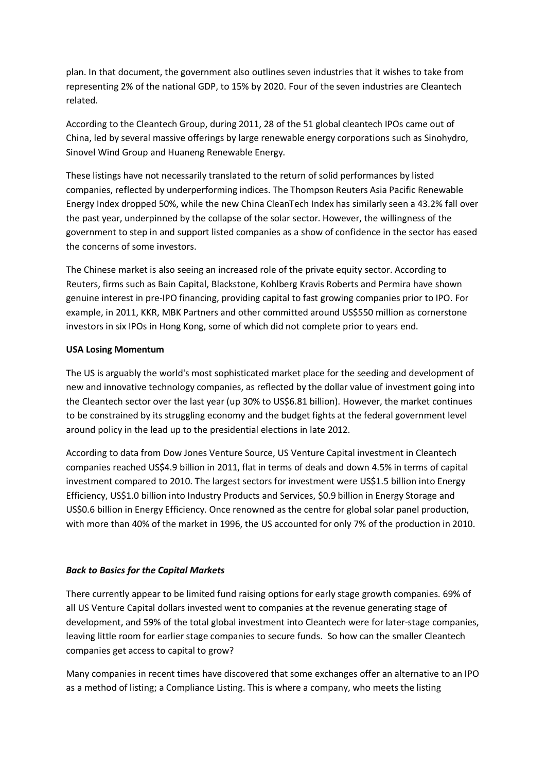plan. In that document, the government also outlines seven industries that it wishes to take from representing 2% of the national GDP, to 15% by 2020. Four of the seven industries are Cleantech related.

According to the Cleantech Group, during 2011, 28 of the 51 global cleantech IPOs came out of China, led by several massive offerings by large renewable energy corporations such as Sinohydro, Sinovel Wind Group and Huaneng Renewable Energy.

These listings have not necessarily translated to the return of solid performances by listed companies, reflected by underperforming indices. The Thompson Reuters Asia Pacific Renewable Energy Index dropped 50%, while the new China CleanTech Index has similarly seen a 43.2% fall over the past year, underpinned by the collapse of the solar sector. However, the willingness of the government to step in and support listed companies as a show of confidence in the sector has eased the concerns of some investors.

The Chinese market is also seeing an increased role of the private equity sector. According to Reuters, firms such as Bain Capital, Blackstone, Kohlberg Kravis Roberts and Permira have shown genuine interest in pre-IPO financing, providing capital to fast growing companies prior to IPO. For example, in 2011, KKR, MBK Partners and other committed around US$550 million as cornerstone investors in six IPOs in Hong Kong, some of which did not complete prior to years end.

**USA Losing Momentum**

The US is arguably the world's most sophisticated market place for the seeding and development of new and innovative technology companies, as reflected by the dollar value of investment going into the Cleantech sector over the last year (up 30% to US$6.81 billion). However, the market continues to be constrained by its struggling economy and the budget fights at the federal government level around policy in the lead up to the presidential elections in late 2012.

According to data from Dow Jones Venture Source, US Venture Capital investment in Cleantech companies reached US$4.9 billion in 2011, flat in terms of deals and down 4.5% in terms of capital investment compared to 2010. The largest sectors for investment were US$1.5 billion into Energy Efficiency, US$1.0 billion into Industry Products and Services, $0.9 billion in Energy Storage and US$0.6 billion in Energy Efficiency. Once renowned as the centre for global solar panel production, with more than 40% of the market in 1996, the US accounted for only 7% of the production in 2010.

***Back to Basics for the Capital Markets***

There currently appear to be limited fund raising options for early stage growth companies. 69% of all US Venture Capital dollars invested went to companies at the revenue generating stage of development, and 59% of the total global investment into Cleantech were for later-stage companies, leaving little room for earlier stage companies to secure funds. So how can the smaller Cleantech companies get access to capital to grow?

Many companies in recent times have discovered that some exchanges offer an alternative to an IPO as a method of listing; a Compliance Listing. This is where a company, who meets the listing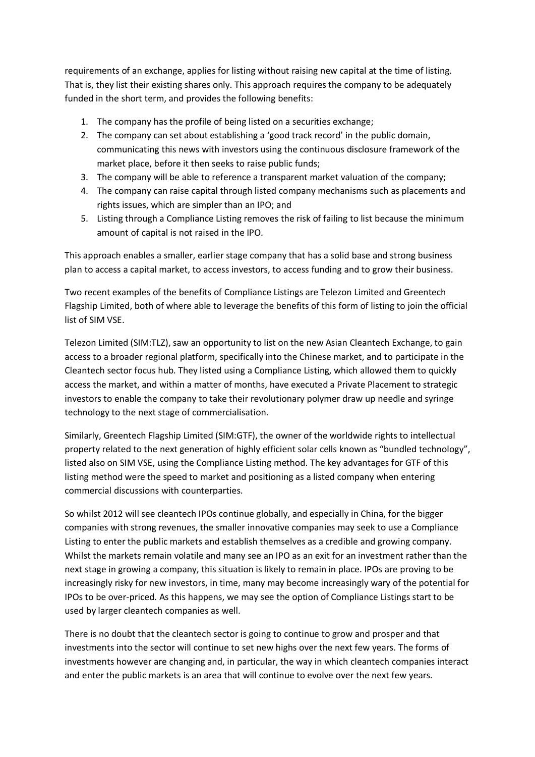requirements of an exchange, applies for listing without raising new capital at the time of listing. That is, they list their existing shares only. This approach requires the company to be adequately funded in the short term, and provides the following benefits:

1. The company has the profile of being listed on a securities exchange;
2. The company can set about establishing a 'good track record' in the public domain, communicating this news with investors using the continuous disclosure framework of the market place, before it then seeks to raise public funds;
3. The company will be able to reference a transparent market valuation of the company;
4. The company can raise capital through listed company mechanisms such as placements and rights issues, which are simpler than an IPO; and
5. Listing through a Compliance Listing removes the risk of failing to list because the minimum amount of capital is not raised in the IPO.

This approach enables a smaller, earlier stage company that has a solid base and strong business plan to access a capital market, to access investors, to access funding and to grow their business.

Two recent examples of the benefits of Compliance Listings are Telezon Limited and Greentech Flagship Limited, both of where able to leverage the benefits of this form of listing to join the official list of SIM VSE.

Telezon Limited (SIM:TLZ), saw an opportunity to list on the new Asian Cleantech Exchange, to gain access to a broader regional platform, specifically into the Chinese market, and to participate in the Cleantech sector focus hub. They listed using a Compliance Listing, which allowed them to quickly access the market, and within a matter of months, have executed a Private Placement to strategic investors to enable the company to take their revolutionary polymer draw up needle and syringe technology to the next stage of commercialisation.

Similarly, Greentech Flagship Limited (SIM:GTF), the owner of the worldwide rights to intellectual property related to the next generation of highly efficient solar cells known as "bundled technology", listed also on SIM VSE, using the Compliance Listing method. The key advantages for GTF of this listing method were the speed to market and positioning as a listed company when entering commercial discussions with counterparties.

So whilst 2012 will see cleantech IPOs continue globally, and especially in China, for the bigger companies with strong revenues, the smaller innovative companies may seek to use a Compliance Listing to enter the public markets and establish themselves as a credible and growing company. Whilst the markets remain volatile and many see an IPO as an exit for an investment rather than the next stage in growing a company, this situation is likely to remain in place. IPOs are proving to be increasingly risky for new investors, in time, many may become increasingly wary of the potential for IPOs to be over-priced. As this happens, we may see the option of Compliance Listings start to be used by larger cleantech companies as well.

There is no doubt that the cleantech sector is going to continue to grow and prosper and that investments into the sector will continue to set new highs over the next few years. The forms of investments however are changing and, in particular, the way in which cleantech companies interact and enter the public markets is an area that will continue to evolve over the next few years.